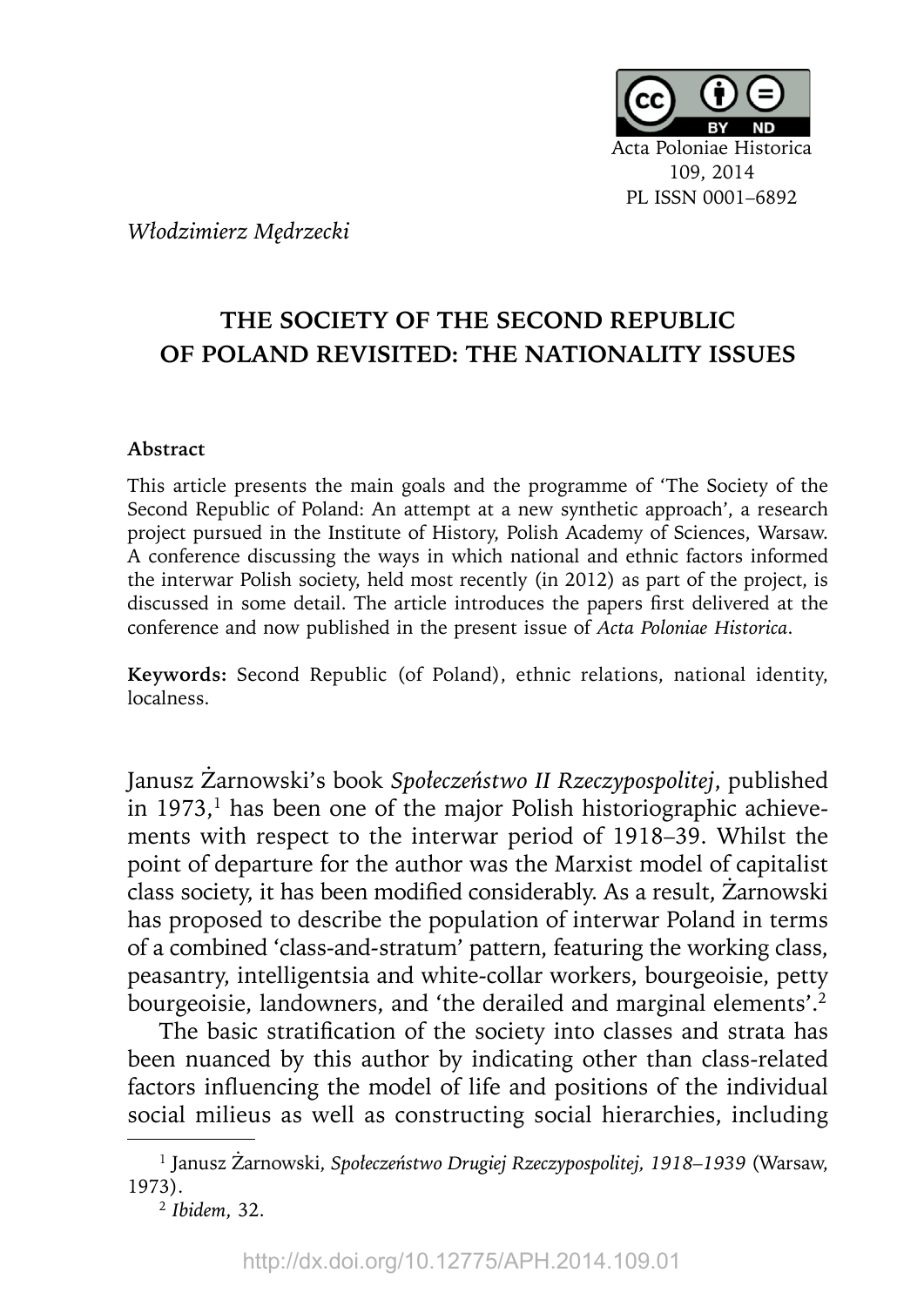Acta Poloniae Historica
109, 2014
PL ISSN 0001–6892

*Włodzimierz Mędrzecki*

# THE SOCIETY OF THE SECOND REPUBLIC OF POLAND REVISITED: THE NATIONALITY ISSUES

**Abstract**

This article presents the main goals and the programme of 'The Society of the Second Republic of Poland: An attempt at a new synthetic approach', a research project pursued in the Institute of History, Polish Academy of Sciences, Warsaw. A conference discussing the ways in which national and ethnic factors informed the interwar Polish society, held most recently (in 2012) as part of the project, is discussed in some detail. The article introduces the papers first delivered at the conference and now published in the present issue of *Acta Poloniae Historica*.

**Keywords:** Second Republic (of Poland), ethnic relations, national identity, localness.

Janusz Żarnowski's book *Społeczeństwo II Rzeczypospolitej*, published in 1973,[1] has been one of the major Polish historiographic achievements with respect to the interwar period of 1918–39. Whilst the point of departure for the author was the Marxist model of capitalist class society, it has been modified considerably. As a result, Żarnowski has proposed to describe the population of interwar Poland in terms of a combined 'class-and-stratum' pattern, featuring the working class, peasantry, intelligentsia and white-collar workers, bourgeoisie, petty bourgeoisie, landowners, and 'the derailed and marginal elements'.[2]

The basic stratification of the society into classes and strata has been nuanced by this author by indicating other than class-related factors influencing the model of life and positions of the individual social milieus as well as constructing social hierarchies, including

[1] Janusz Żarnowski, *Społeczeństwo Drugiej Rzeczypospolitej, 1918–1939* (Warsaw, 1973).

[2] *Ibidem*, 32.

http://dx.doi.org/10.12775/APH.2014.109.01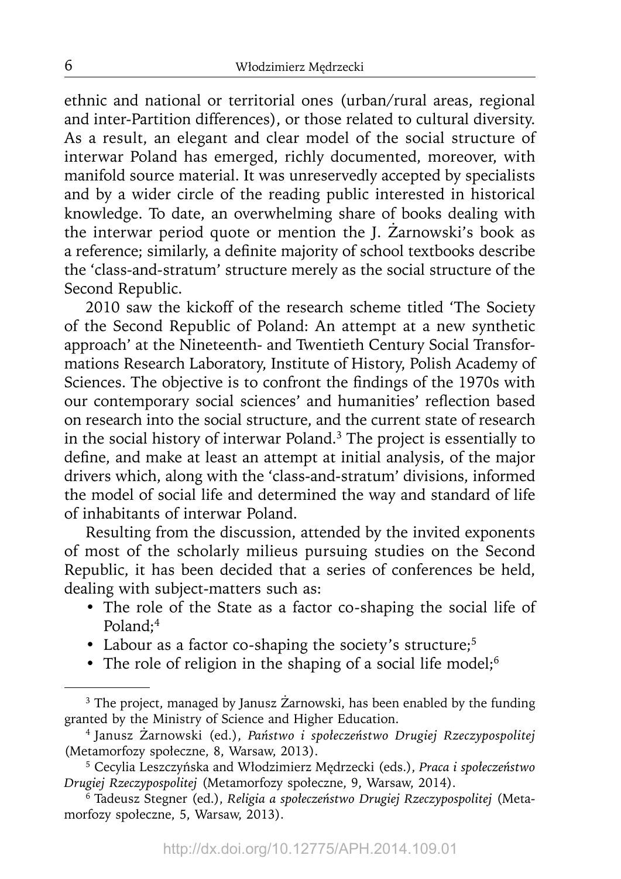ethnic and national or territorial ones (urban/rural areas, regional and inter-Partition differences), or those related to cultural diversity. As a result, an elegant and clear model of the social structure of interwar Poland has emerged, richly documented, moreover, with manifold source material. It was unreservedly accepted by specialists and by a wider circle of the reading public interested in historical knowledge. To date, an overwhelming share of books dealing with the interwar period quote or mention the J. Żarnowski's book as a reference; similarly, a definite majority of school textbooks describe the 'class-and-stratum' structure merely as the social structure of the Second Republic.

2010 saw the kickoff of the research scheme titled 'The Society of the Second Republic of Poland: An attempt at a new synthetic approach' at the Nineteenth- and Twentieth Century Social Transformations Research Laboratory, Institute of History, Polish Academy of Sciences. The objective is to confront the findings of the 1970s with our contemporary social sciences' and humanities' reflection based on research into the social structure, and the current state of research in the social history of interwar Poland.[3] The project is essentially to define, and make at least an attempt at initial analysis, of the major drivers which, along with the 'class-and-stratum' divisions, informed the model of social life and determined the way and standard of life of inhabitants of interwar Poland.

Resulting from the discussion, attended by the invited exponents of most of the scholarly milieus pursuing studies on the Second Republic, it has been decided that a series of conferences be held, dealing with subject-matters such as:

- The role of the State as a factor co-shaping the social life of Poland;[4]
- Labour as a factor co-shaping the society's structure;[5]
- The role of religion in the shaping of a social life model;[6]

---

[3] The project, managed by Janusz Żarnowski, has been enabled by the funding granted by the Ministry of Science and Higher Education.

[4] Janusz Żarnowski (ed.), *Państwo i społeczeństwo Drugiej Rzeczypospolitej* (Metamorfozy społeczne, 8, Warsaw, 2013).

[5] Cecylia Leszczyńska and Włodzimierz Mędrzecki (eds.), *Praca i społeczeństwo Drugiej Rzeczypospolitej* (Metamorfozy społeczne, 9, Warsaw, 2014).

[6] Tadeusz Stegner (ed.), *Religia a społeczeństwo Drugiej Rzeczypospolitej* (Metamorfozy społeczne, 5, Warsaw, 2013).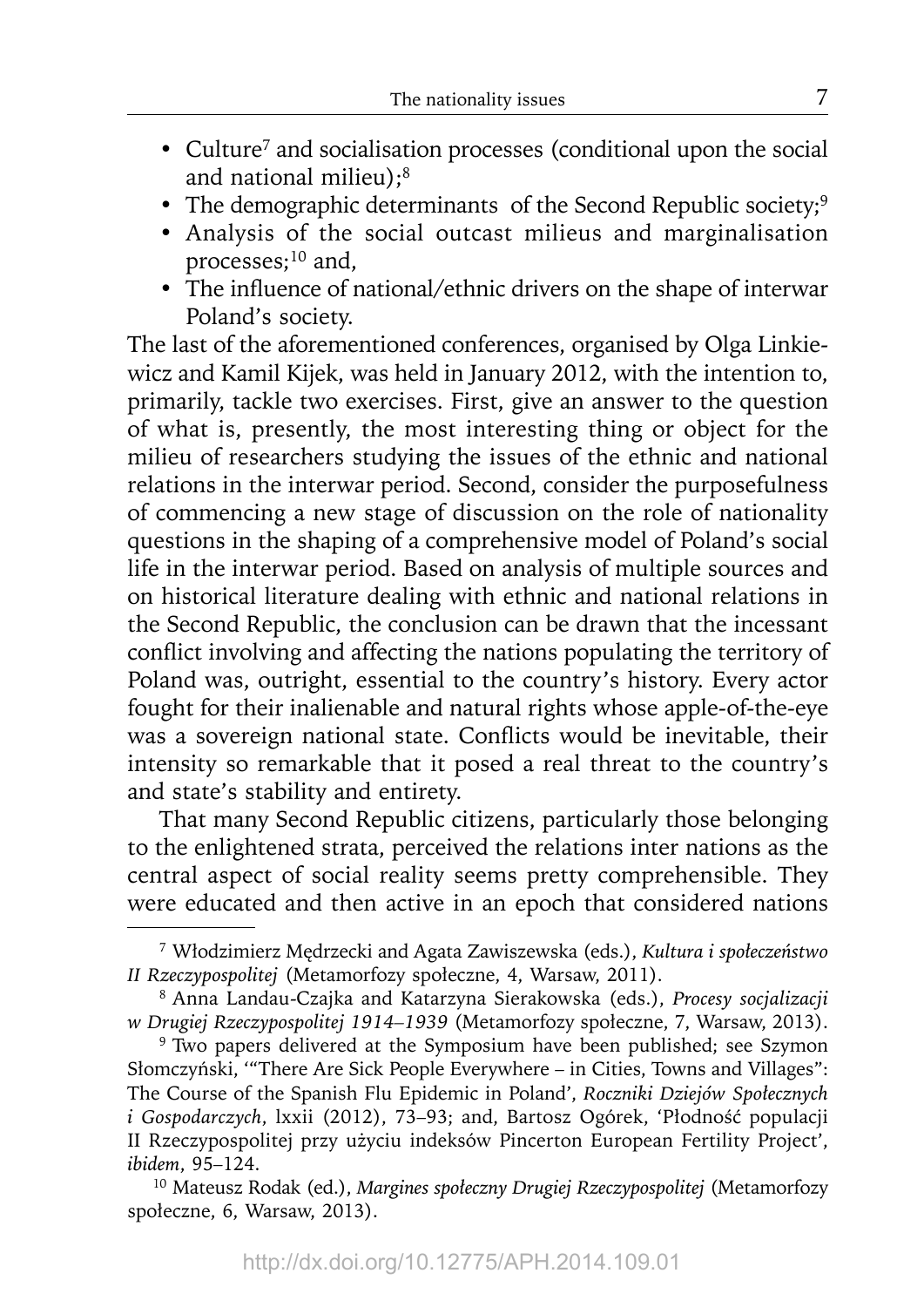- Culture[7] and socialisation processes (conditional upon the social and national milieu);[8]
- The demographic determinants of the Second Republic society;[9]
- Analysis of the social outcast milieus and marginalisation processes;[10] and,
- The influence of national/ethnic drivers on the shape of interwar Poland's society.

The last of the aforementioned conferences, organised by Olga Linkiewicz and Kamil Kijek, was held in January 2012, with the intention to, primarily, tackle two exercises. First, give an answer to the question of what is, presently, the most interesting thing or object for the milieu of researchers studying the issues of the ethnic and national relations in the interwar period. Second, consider the purposefulness of commencing a new stage of discussion on the role of nationality questions in the shaping of a comprehensive model of Poland's social life in the interwar period. Based on analysis of multiple sources and on historical literature dealing with ethnic and national relations in the Second Republic, the conclusion can be drawn that the incessant conflict involving and affecting the nations populating the territory of Poland was, outright, essential to the country's history. Every actor fought for their inalienable and natural rights whose apple-of-the-eye was a sovereign national state. Conflicts would be inevitable, their intensity so remarkable that it posed a real threat to the country's and state's stability and entirety.

That many Second Republic citizens, particularly those belonging to the enlightened strata, perceived the relations inter nations as the central aspect of social reality seems pretty comprehensible. They were educated and then active in an epoch that considered nations

---

[7] Włodzimierz Mędrzecki and Agata Zawiszewska (eds.), *Kultura i społeczeństwo II Rzeczypospolitej* (Metamorfozy społeczne, 4, Warsaw, 2011).

[8] Anna Landau-Czajka and Katarzyna Sierakowska (eds.), *Procesy socjalizacji w Drugiej Rzeczypospolitej 1914–1939* (Metamorfozy społeczne, 7, Warsaw, 2013).

[9] Two papers delivered at the Symposium have been published; see Szymon Słomczyński, '"There Are Sick People Everywhere – in Cities, Towns and Villages": The Course of the Spanish Flu Epidemic in Poland', *Roczniki Dziejów Społecznych i Gospodarczych*, lxxii (2012), 73–93; and, Bartosz Ogórek, 'Płodność populacji II Rzeczypospolitej przy użyciu indeksów Pincerton European Fertility Project', *ibidem*, 95–124.

[10] Mateusz Rodak (ed.), *Margines społeczny Drugiej Rzeczypospolitej* (Metamorfozy społeczne, 6, Warsaw, 2013).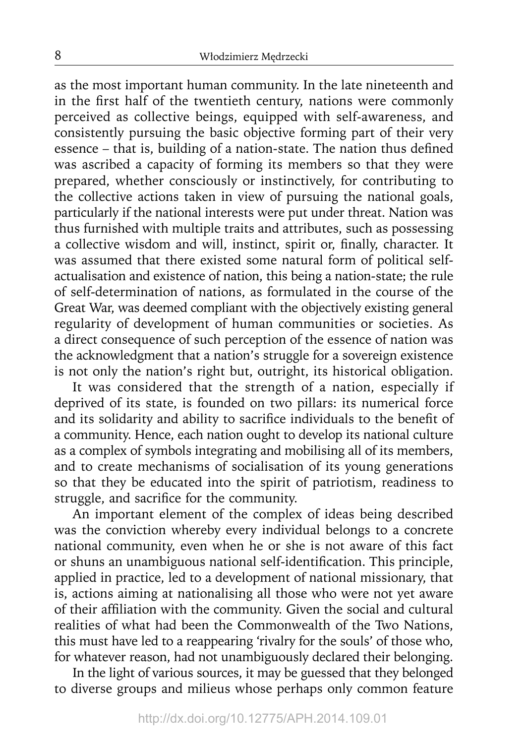as the most important human community. In the late nineteenth and in the first half of the twentieth century, nations were commonly perceived as collective beings, equipped with self-awareness, and consistently pursuing the basic objective forming part of their very essence – that is, building of a nation-state. The nation thus defined was ascribed a capacity of forming its members so that they were prepared, whether consciously or instinctively, for contributing to the collective actions taken in view of pursuing the national goals, particularly if the national interests were put under threat. Nation was thus furnished with multiple traits and attributes, such as possessing a collective wisdom and will, instinct, spirit or, finally, character. It was assumed that there existed some natural form of political self-actualisation and existence of nation, this being a nation-state; the rule of self-determination of nations, as formulated in the course of the Great War, was deemed compliant with the objectively existing general regularity of development of human communities or societies. As a direct consequence of such perception of the essence of nation was the acknowledgment that a nation's struggle for a sovereign existence is not only the nation's right but, outright, its historical obligation.

It was considered that the strength of a nation, especially if deprived of its state, is founded on two pillars: its numerical force and its solidarity and ability to sacrifice individuals to the benefit of a community. Hence, each nation ought to develop its national culture as a complex of symbols integrating and mobilising all of its members, and to create mechanisms of socialisation of its young generations so that they be educated into the spirit of patriotism, readiness to struggle, and sacrifice for the community.

An important element of the complex of ideas being described was the conviction whereby every individual belongs to a concrete national community, even when he or she is not aware of this fact or shuns an unambiguous national self-identification. This principle, applied in practice, led to a development of national missionary, that is, actions aiming at nationalising all those who were not yet aware of their affiliation with the community. Given the social and cultural realities of what had been the Commonwealth of the Two Nations, this must have led to a reappearing 'rivalry for the souls' of those who, for whatever reason, had not unambiguously declared their belonging.

In the light of various sources, it may be guessed that they belonged to diverse groups and milieus whose perhaps only common feature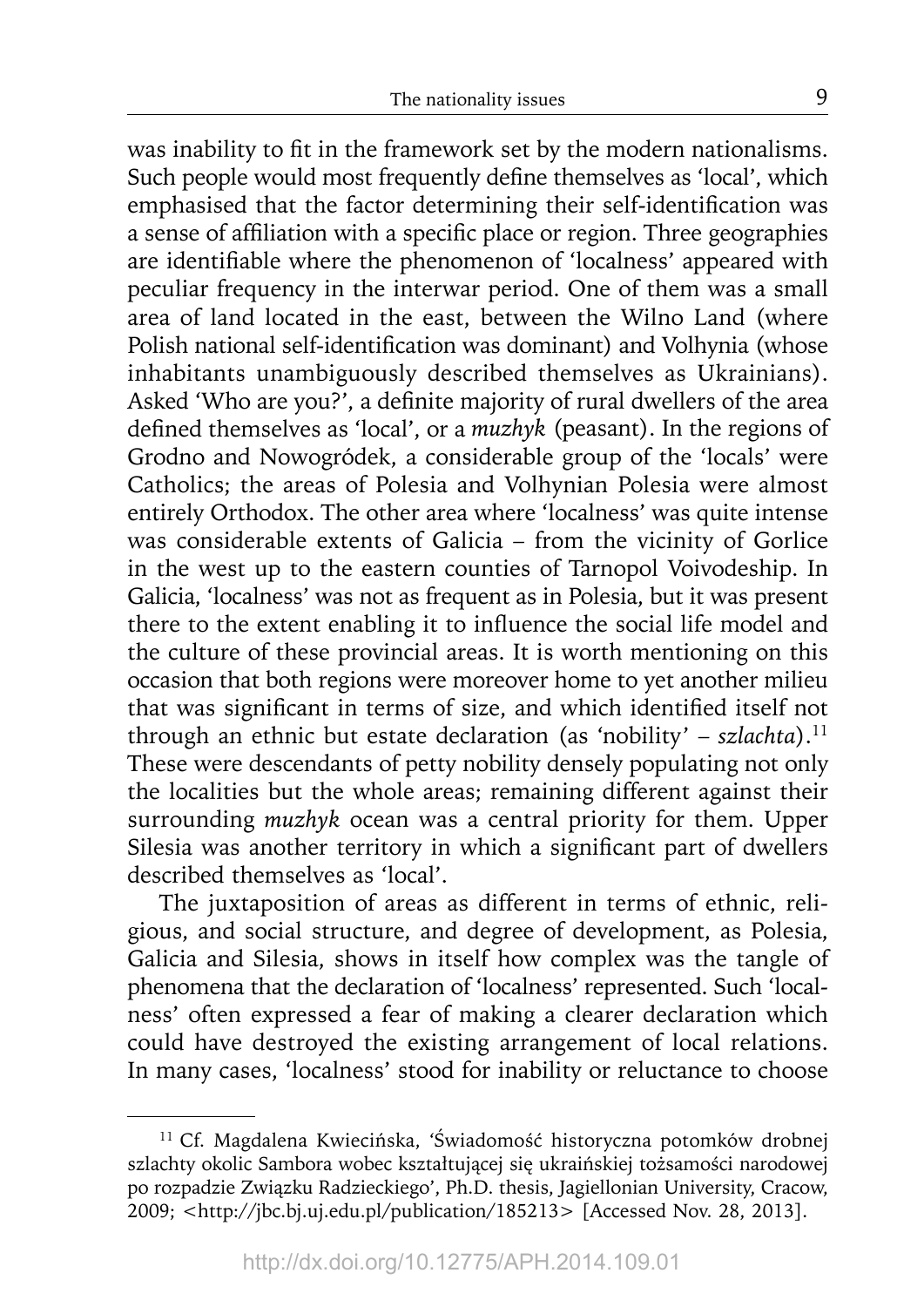was inability to fit in the framework set by the modern nationalisms. Such people would most frequently define themselves as 'local', which emphasised that the factor determining their self-identification was a sense of affiliation with a specific place or region. Three geographies are identifiable where the phenomenon of 'localness' appeared with peculiar frequency in the interwar period. One of them was a small area of land located in the east, between the Wilno Land (where Polish national self-identification was dominant) and Volhynia (whose inhabitants unambiguously described themselves as Ukrainians). Asked 'Who are you?', a definite majority of rural dwellers of the area defined themselves as 'local', or a *muzhyk* (peasant). In the regions of Grodno and Nowogródek, a considerable group of the 'locals' were Catholics; the areas of Polesia and Volhynian Polesia were almost entirely Orthodox. The other area where 'localness' was quite intense was considerable extents of Galicia – from the vicinity of Gorlice in the west up to the eastern counties of Tarnopol Voivodeship. In Galicia, 'localness' was not as frequent as in Polesia, but it was present there to the extent enabling it to influence the social life model and the culture of these provincial areas. It is worth mentioning on this occasion that both regions were moreover home to yet another milieu that was significant in terms of size, and which identified itself not through an ethnic but estate declaration (as 'nobility' – *szlachta*).[11] These were descendants of petty nobility densely populating not only the localities but the whole areas; remaining different against their surrounding *muzhyk* ocean was a central priority for them. Upper Silesia was another territory in which a significant part of dwellers described themselves as 'local'.

The juxtaposition of areas as different in terms of ethnic, religious, and social structure, and degree of development, as Polesia, Galicia and Silesia, shows in itself how complex was the tangle of phenomena that the declaration of 'localness' represented. Such 'localness' often expressed a fear of making a clearer declaration which could have destroyed the existing arrangement of local relations. In many cases, 'localness' stood for inability or reluctance to choose

---

[11] Cf. Magdalena Kwiecińska, 'Świadomość historyczna potomków drobnej szlachty okolic Sambora wobec kształtującej się ukraińskiej tożsamości narodowej po rozpadzie Związku Radzieckiego', Ph.D. thesis, Jagiellonian University, Cracow, 2009; <http://jbc.bj.uj.edu.pl/publication/185213> [Accessed Nov. 28, 2013].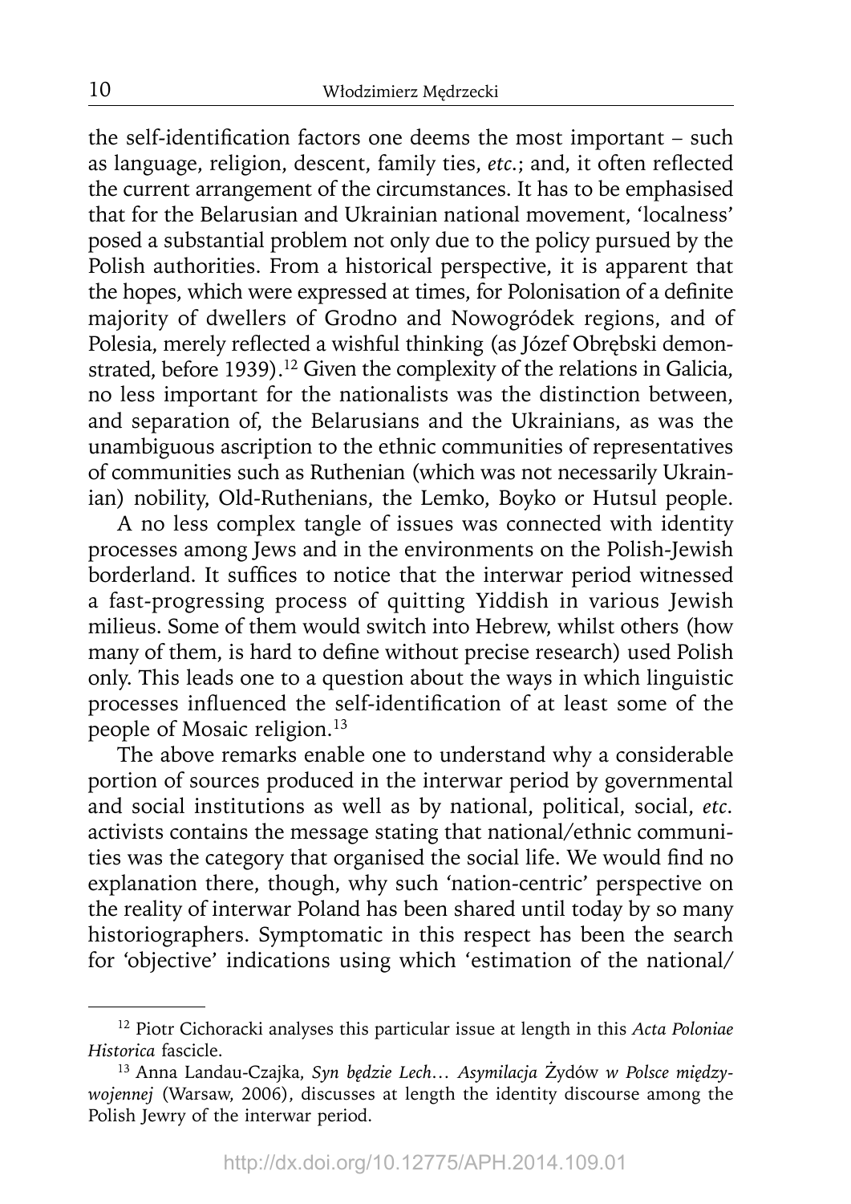the self-identification factors one deems the most important – such as language, religion, descent, family ties, *etc.*; and, it often reflected the current arrangement of the circumstances. It has to be emphasised that for the Belarusian and Ukrainian national movement, 'localness' posed a substantial problem not only due to the policy pursued by the Polish authorities. From a historical perspective, it is apparent that the hopes, which were expressed at times, for Polonisation of a definite majority of dwellers of Grodno and Nowogródek regions, and of Polesia, merely reflected a wishful thinking (as Józef Obrębski demonstrated, before 1939).[12] Given the complexity of the relations in Galicia, no less important for the nationalists was the distinction between, and separation of, the Belarusians and the Ukrainians, as was the unambiguous ascription to the ethnic communities of representatives of communities such as Ruthenian (which was not necessarily Ukrainian) nobility, Old-Ruthenians, the Lemko, Boyko or Hutsul people.

A no less complex tangle of issues was connected with identity processes among Jews and in the environments on the Polish-Jewish borderland. It suffices to notice that the interwar period witnessed a fast-progressing process of quitting Yiddish in various Jewish milieus. Some of them would switch into Hebrew, whilst others (how many of them, is hard to define without precise research) used Polish only. This leads one to a question about the ways in which linguistic processes influenced the self-identification of at least some of the people of Mosaic religion.[13]

The above remarks enable one to understand why a considerable portion of sources produced in the interwar period by governmental and social institutions as well as by national, political, social, *etc.* activists contains the message stating that national/ethnic communities was the category that organised the social life. We would find no explanation there, though, why such 'nation-centric' perspective on the reality of interwar Poland has been shared until today by so many historiographers. Symptomatic in this respect has been the search for 'objective' indications using which 'estimation of the national/

---

[12] Piotr Cichoracki analyses this particular issue at length in this *Acta Poloniae Historica* fascicle.

[13] Anna Landau-Czajka, *Syn będzie Lech… Asymilacja* Żydów *w Polsce międzywojennej* (Warsaw, 2006), discusses at length the identity discourse among the Polish Jewry of the interwar period.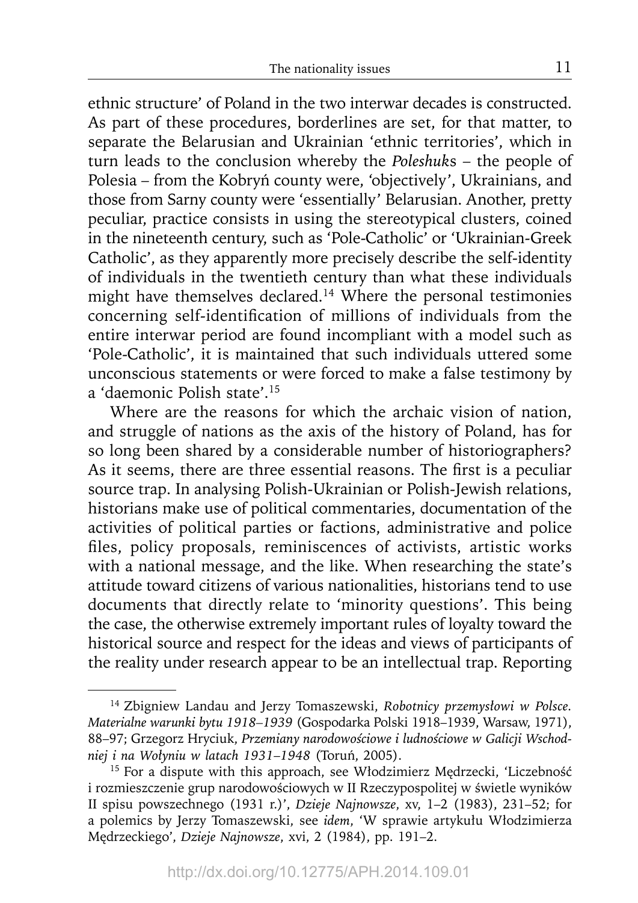ethnic structure' of Poland in the two interwar decades is constructed. As part of these procedures, borderlines are set, for that matter, to separate the Belarusian and Ukrainian 'ethnic territories', which in turn leads to the conclusion whereby the *Poleshuk*s – the people of Polesia – from the Kobryń county were, 'objectively', Ukrainians, and those from Sarny county were 'essentially' Belarusian. Another, pretty peculiar, practice consists in using the stereotypical clusters, coined in the nineteenth century, such as 'Pole-Catholic' or 'Ukrainian-Greek Catholic', as they apparently more precisely describe the self-identity of individuals in the twentieth century than what these individuals might have themselves declared.[14] Where the personal testimonies concerning self-identification of millions of individuals from the entire interwar period are found incompliant with a model such as 'Pole-Catholic', it is maintained that such individuals uttered some unconscious statements or were forced to make a false testimony by a 'daemonic Polish state'.[15]

Where are the reasons for which the archaic vision of nation, and struggle of nations as the axis of the history of Poland, has for so long been shared by a considerable number of historiographers? As it seems, there are three essential reasons. The first is a peculiar source trap. In analysing Polish-Ukrainian or Polish-Jewish relations, historians make use of political commentaries, documentation of the activities of political parties or factions, administrative and police files, policy proposals, reminiscences of activists, artistic works with a national message, and the like. When researching the state's attitude toward citizens of various nationalities, historians tend to use documents that directly relate to 'minority questions'. This being the case, the otherwise extremely important rules of loyalty toward the historical source and respect for the ideas and views of participants of the reality under research appear to be an intellectual trap. Reporting

---

[14] Zbigniew Landau and Jerzy Tomaszewski, *Robotnicy przemysłowi w Polsce. Materialne warunki bytu 1918–1939* (Gospodarka Polski 1918–1939, Warsaw, 1971), 88–97; Grzegorz Hryciuk, *Przemiany narodowościowe i ludnościowe w Galicji Wschodniej i na Wołyniu w latach 1931–1948* (Toruń, 2005).

[15] For a dispute with this approach, see Włodzimierz Mędrzecki, 'Liczebność i rozmieszczenie grup narodowościowych w II Rzeczypospolitej w świetle wyników II spisu powszechnego (1931 r.)', *Dzieje Najnowsze*, xv, 1–2 (1983), 231–52; for a polemics by Jerzy Tomaszewski, see *idem*, 'W sprawie artykułu Włodzimierza Mędrzeckiego', *Dzieje Najnowsze*, xvi, 2 (1984), pp. 191–2.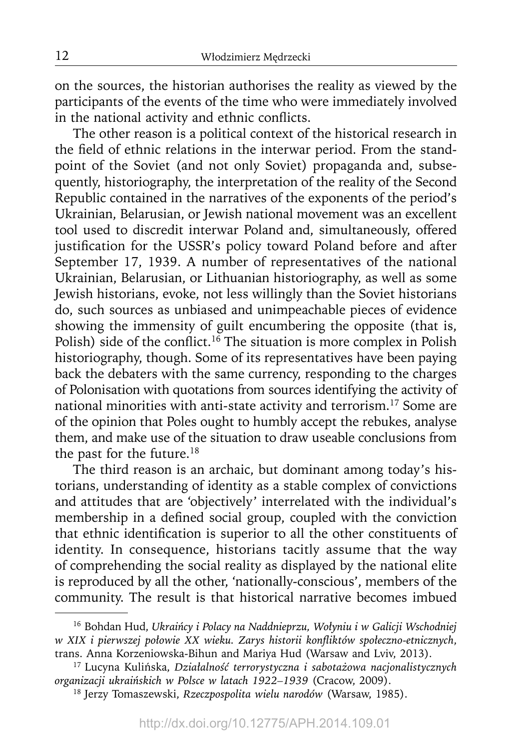on the sources, the historian authorises the reality as viewed by the participants of the events of the time who were immediately involved in the national activity and ethnic conflicts.

The other reason is a political context of the historical research in the field of ethnic relations in the interwar period. From the standpoint of the Soviet (and not only Soviet) propaganda and, subsequently, historiography, the interpretation of the reality of the Second Republic contained in the narratives of the exponents of the period's Ukrainian, Belarusian, or Jewish national movement was an excellent tool used to discredit interwar Poland and, simultaneously, offered justification for the USSR's policy toward Poland before and after September 17, 1939. A number of representatives of the national Ukrainian, Belarusian, or Lithuanian historiography, as well as some Jewish historians, evoke, not less willingly than the Soviet historians do, such sources as unbiased and unimpeachable pieces of evidence showing the immensity of guilt encumbering the opposite (that is, Polish) side of the conflict.[16] The situation is more complex in Polish historiography, though. Some of its representatives have been paying back the debaters with the same currency, responding to the charges of Polonisation with quotations from sources identifying the activity of national minorities with anti-state activity and terrorism.[17] Some are of the opinion that Poles ought to humbly accept the rebukes, analyse them, and make use of the situation to draw useable conclusions from the past for the future.[18]

The third reason is an archaic, but dominant among today's historians, understanding of identity as a stable complex of convictions and attitudes that are 'objectively' interrelated with the individual's membership in a defined social group, coupled with the conviction that ethnic identification is superior to all the other constituents of identity. In consequence, historians tacitly assume that the way of comprehending the social reality as displayed by the national elite is reproduced by all the other, 'nationally-conscious', members of the community. The result is that historical narrative becomes imbued

---

[16] Bohdan Hud, *Ukraińcy i Polacy na Naddnieprzu, Wołyniu i w Galicji Wschodniej w XIX i pierwszej połowie XX wieku. Zarys historii konfliktów społeczno-etnicznych*, trans. Anna Korzeniowska-Bihun and Mariya Hud (Warsaw and Lviv, 2013).

[17] Lucyna Kulińska, *Działalność terrorystyczna i sabotażowa nacjonalistycznych organizacji ukraińskich w Polsce w latach 1922–1939* (Cracow, 2009).

[18] Jerzy Tomaszewski, *Rzeczpospolita wielu narodów* (Warsaw, 1985).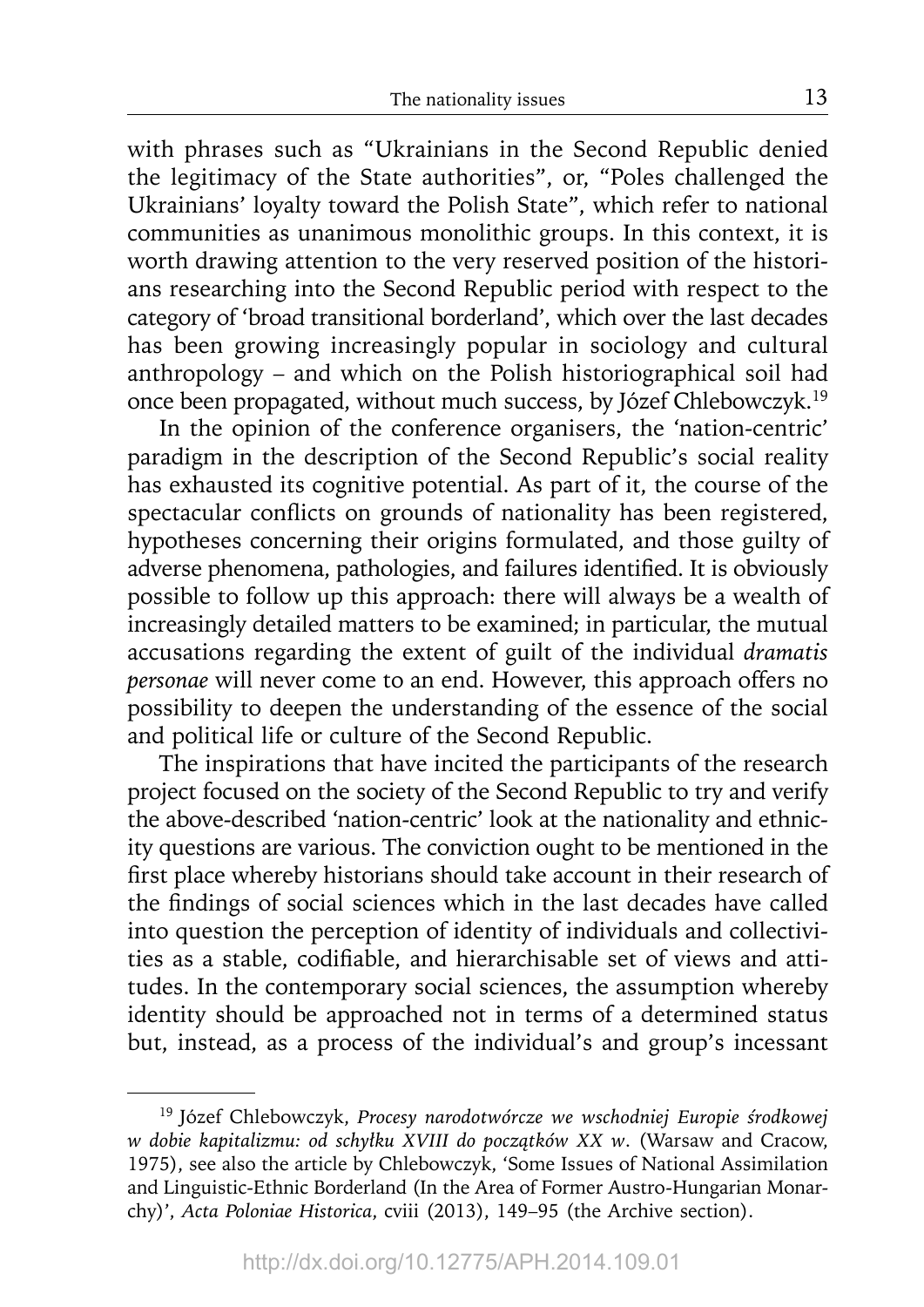with phrases such as "Ukrainians in the Second Republic denied the legitimacy of the State authorities", or, "Poles challenged the Ukrainians' loyalty toward the Polish State", which refer to national communities as unanimous monolithic groups. In this context, it is worth drawing attention to the very reserved position of the historians researching into the Second Republic period with respect to the category of 'broad transitional borderland', which over the last decades has been growing increasingly popular in sociology and cultural anthropology – and which on the Polish historiographical soil had once been propagated, without much success, by Józef Chlebowczyk.[19]

In the opinion of the conference organisers, the 'nation-centric' paradigm in the description of the Second Republic's social reality has exhausted its cognitive potential. As part of it, the course of the spectacular conflicts on grounds of nationality has been registered, hypotheses concerning their origins formulated, and those guilty of adverse phenomena, pathologies, and failures identified. It is obviously possible to follow up this approach: there will always be a wealth of increasingly detailed matters to be examined; in particular, the mutual accusations regarding the extent of guilt of the individual *dramatis personae* will never come to an end. However, this approach offers no possibility to deepen the understanding of the essence of the social and political life or culture of the Second Republic.

The inspirations that have incited the participants of the research project focused on the society of the Second Republic to try and verify the above-described 'nation-centric' look at the nationality and ethnicity questions are various. The conviction ought to be mentioned in the first place whereby historians should take account in their research of the findings of social sciences which in the last decades have called into question the perception of identity of individuals and collectivities as a stable, codifiable, and hierarchisable set of views and attitudes. In the contemporary social sciences, the assumption whereby identity should be approached not in terms of a determined status but, instead, as a process of the individual's and group's incessant

---

[19] Józef Chlebowczyk, *Procesy narodotwórcze we wschodniej Europie środkowej w dobie kapitalizmu: od schyłku XVIII do początków XX w.* (Warsaw and Cracow, 1975), see also the article by Chlebowczyk, 'Some Issues of National Assimilation and Linguistic-Ethnic Borderland (In the Area of Former Austro-Hungarian Monarchy)', *Acta Poloniae Historica*, cviii (2013), 149–95 (the Archive section).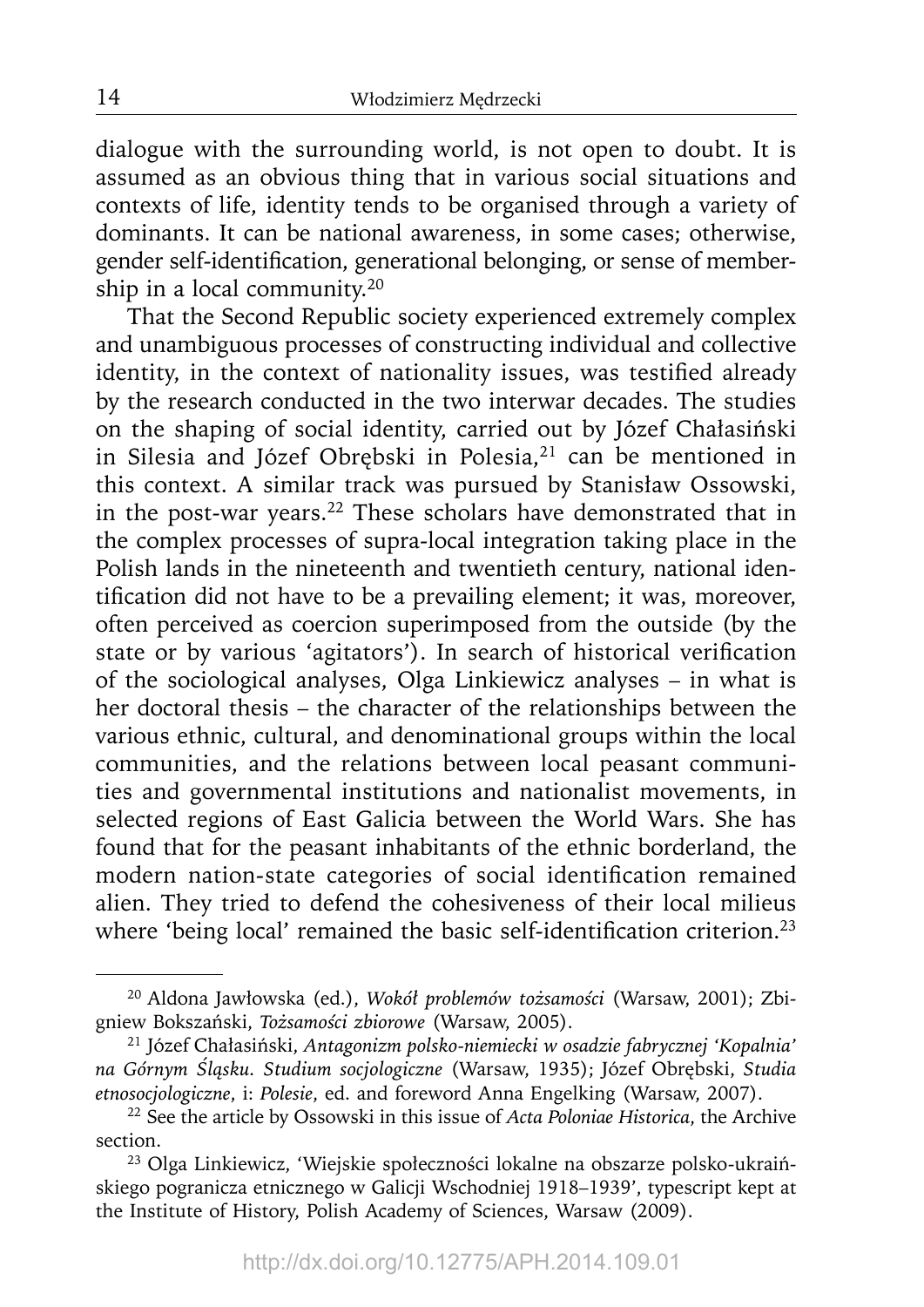dialogue with the surrounding world, is not open to doubt. It is assumed as an obvious thing that in various social situations and contexts of life, identity tends to be organised through a variety of dominants. It can be national awareness, in some cases; otherwise, gender self-identification, generational belonging, or sense of membership in a local community.[20]

That the Second Republic society experienced extremely complex and unambiguous processes of constructing individual and collective identity, in the context of nationality issues, was testified already by the research conducted in the two interwar decades. The studies on the shaping of social identity, carried out by Józef Chałasiński in Silesia and Józef Obrębski in Polesia,[21] can be mentioned in this context. A similar track was pursued by Stanisław Ossowski, in the post-war years.[22] These scholars have demonstrated that in the complex processes of supra-local integration taking place in the Polish lands in the nineteenth and twentieth century, national identification did not have to be a prevailing element; it was, moreover, often perceived as coercion superimposed from the outside (by the state or by various 'agitators'). In search of historical verification of the sociological analyses, Olga Linkiewicz analyses – in what is her doctoral thesis – the character of the relationships between the various ethnic, cultural, and denominational groups within the local communities, and the relations between local peasant communities and governmental institutions and nationalist movements, in selected regions of East Galicia between the World Wars. She has found that for the peasant inhabitants of the ethnic borderland, the modern nation-state categories of social identification remained alien. They tried to defend the cohesiveness of their local milieus where 'being local' remained the basic self-identification criterion.[23]

---

[20] Aldona Jawłowska (ed.), *Wokół problemów tożsamości* (Warsaw, 2001); Zbigniew Bokszański, *Tożsamości zbiorowe* (Warsaw, 2005).

[21] Józef Chałasiński, *Antagonizm polsko-niemiecki w osadzie fabrycznej 'Kopalnia' na Górnym Śląsku. Studium socjologiczne* (Warsaw, 1935); Józef Obrębski, *Studia etnosocjologiczne*, i: *Polesie*, ed. and foreword Anna Engelking (Warsaw, 2007).

[22] See the article by Ossowski in this issue of *Acta Poloniae Historica*, the Archive section.

[23] Olga Linkiewicz, 'Wiejskie społeczności lokalne na obszarze polsko-ukraińskiego pogranicza etnicznego w Galicji Wschodniej 1918–1939', typescript kept at the Institute of History, Polish Academy of Sciences, Warsaw (2009).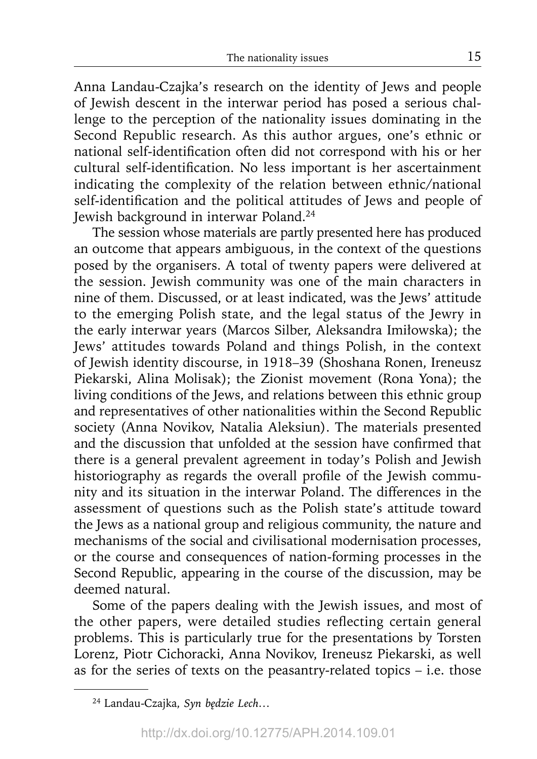Anna Landau-Czajka's research on the identity of Jews and people of Jewish descent in the interwar period has posed a serious challenge to the perception of the nationality issues dominating in the Second Republic research. As this author argues, one's ethnic or national self-identification often did not correspond with his or her cultural self-identification. No less important is her ascertainment indicating the complexity of the relation between ethnic/national self-identification and the political attitudes of Jews and people of Jewish background in interwar Poland.[24]

The session whose materials are partly presented here has produced an outcome that appears ambiguous, in the context of the questions posed by the organisers. A total of twenty papers were delivered at the session. Jewish community was one of the main characters in nine of them. Discussed, or at least indicated, was the Jews' attitude to the emerging Polish state, and the legal status of the Jewry in the early interwar years (Marcos Silber, Aleksandra Imiłowska); the Jews' attitudes towards Poland and things Polish, in the context of Jewish identity discourse, in 1918–39 (Shoshana Ronen, Ireneusz Piekarski, Alina Molisak); the Zionist movement (Rona Yona); the living conditions of the Jews, and relations between this ethnic group and representatives of other nationalities within the Second Republic society (Anna Novikov, Natalia Aleksiun). The materials presented and the discussion that unfolded at the session have confirmed that there is a general prevalent agreement in today's Polish and Jewish historiography as regards the overall profile of the Jewish community and its situation in the interwar Poland. The differences in the assessment of questions such as the Polish state's attitude toward the Jews as a national group and religious community, the nature and mechanisms of the social and civilisational modernisation processes, or the course and consequences of nation-forming processes in the Second Republic, appearing in the course of the discussion, may be deemed natural.

Some of the papers dealing with the Jewish issues, and most of the other papers, were detailed studies reflecting certain general problems. This is particularly true for the presentations by Torsten Lorenz, Piotr Cichoracki, Anna Novikov, Ireneusz Piekarski, as well as for the series of texts on the peasantry-related topics – i.e. those

---

[24] Landau-Czajka, *Syn będzie Lech…*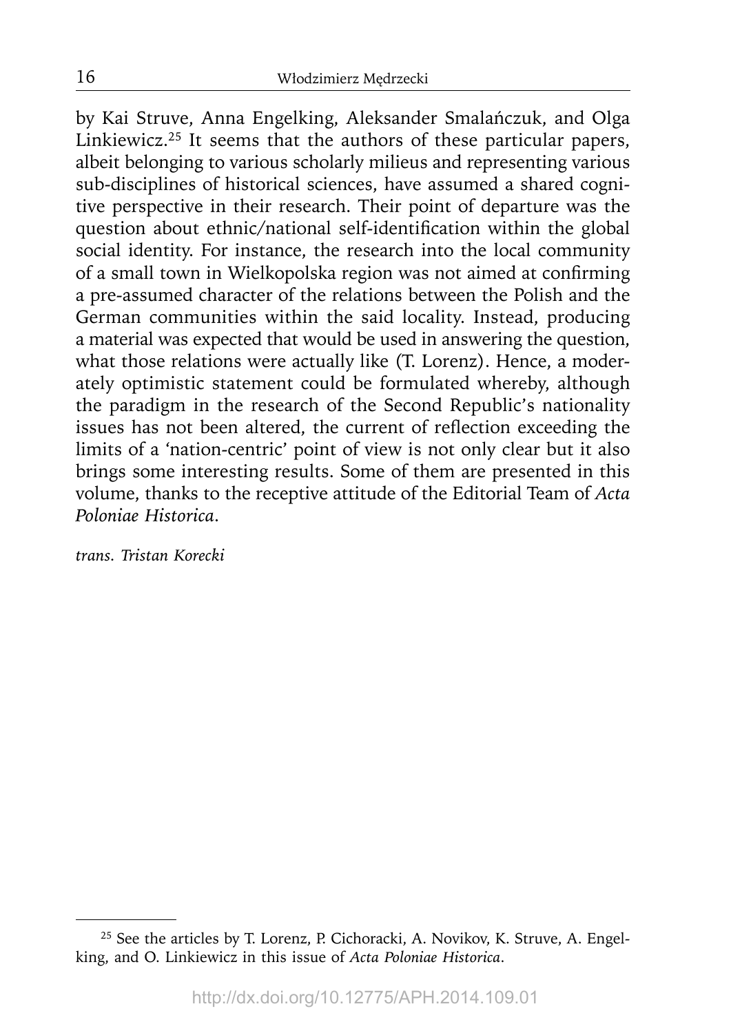by Kai Struve, Anna Engelking, Aleksander Smalańczuk, and Olga Linkiewicz.[25] It seems that the authors of these particular papers, albeit belonging to various scholarly milieus and representing various sub-disciplines of historical sciences, have assumed a shared cognitive perspective in their research. Their point of departure was the question about ethnic/national self-identification within the global social identity. For instance, the research into the local community of a small town in Wielkopolska region was not aimed at confirming a pre-assumed character of the relations between the Polish and the German communities within the said locality. Instead, producing a material was expected that would be used in answering the question, what those relations were actually like (T. Lorenz). Hence, a moderately optimistic statement could be formulated whereby, although the paradigm in the research of the Second Republic's nationality issues has not been altered, the current of reflection exceeding the limits of a 'nation-centric' point of view is not only clear but it also brings some interesting results. Some of them are presented in this volume, thanks to the receptive attitude of the Editorial Team of *Acta Poloniae Historica*.

*trans. Tristan Korecki*

[25] See the articles by T. Lorenz, P. Cichoracki, A. Novikov, K. Struve, A. Engelking, and O. Linkiewicz in this issue of *Acta Poloniae Historica*.